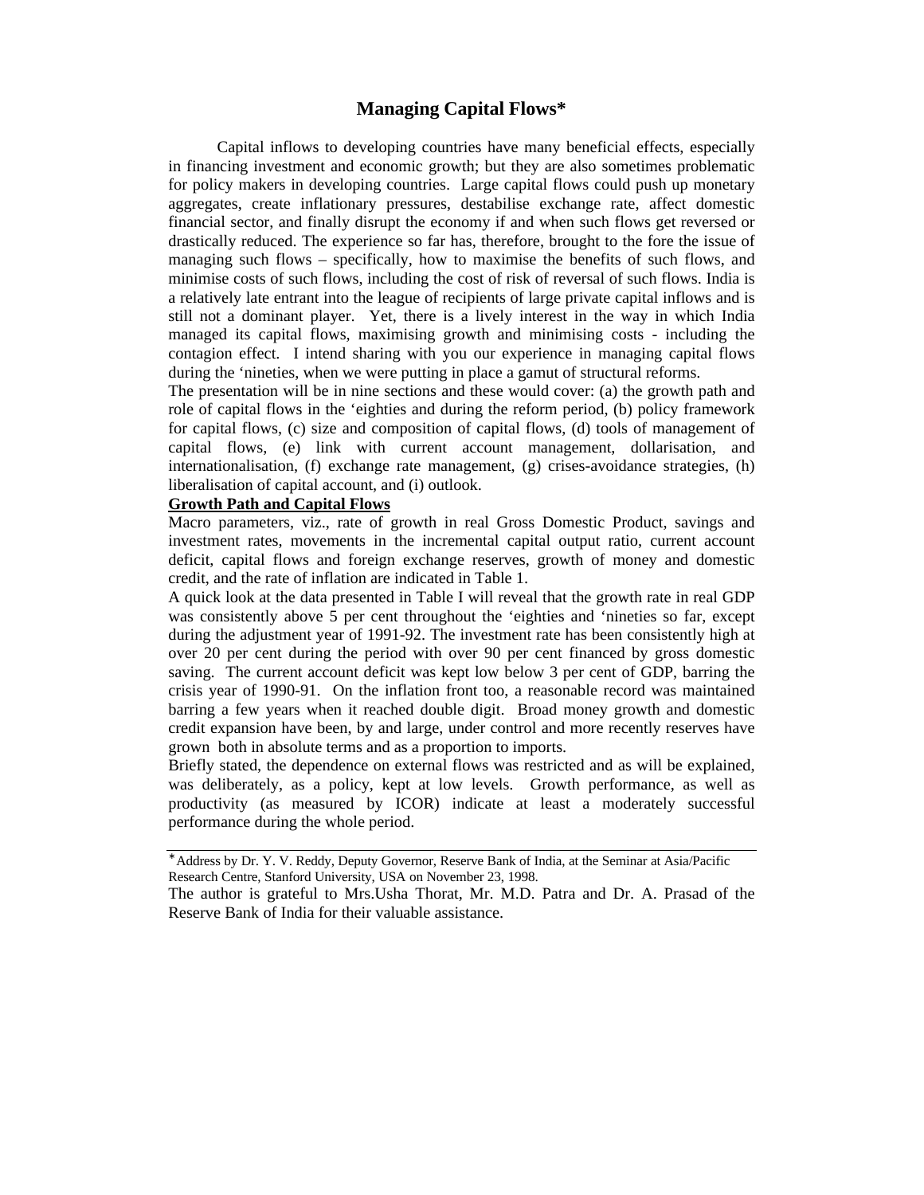# Managing Capital Flows*

Capital inflows to developing countries have many beneficial effects, especially in financing investment and economic growth; but they are also sometimes problematic for policy makers in developing countries. Large capital flows could push up monetary aggregates, create inflationary pressures, destabilise exchange rate, affect domestic financial sector, and finally disrupt the economy if and when such flows get reversed or drastically reduced. The experience so far has, therefore, brought to the fore the issue of managing such flows – specifically, how to maximise the benefits of such flows, and minimise costs of such flows, including the cost of risk of reversal of such flows. India is a relatively late entrant into the league of recipients of large private capital inflows and is still not a dominant player. Yet, there is a lively interest in the way in which India managed its capital flows, maximising growth and minimising costs - including the contagion effect. I intend sharing with you our experience in managing capital flows during the 'nineties, when we were putting in place a gamut of structural reforms.

The presentation will be in nine sections and these would cover: (a) the growth path and role of capital flows in the 'eighties and during the reform period, (b) policy framework for capital flows, (c) size and composition of capital flows, (d) tools of management of capital flows, (e) link with current account management, dollarisation, and internationalisation, (f) exchange rate management, (g) crises-avoidance strategies, (h) liberalisation of capital account, and (i) outlook.

**Growth Path and Capital Flows**

Macro parameters, viz., rate of growth in real Gross Domestic Product, savings and investment rates, movements in the incremental capital output ratio, current account deficit, capital flows and foreign exchange reserves, growth of money and domestic credit, and the rate of inflation are indicated in Table 1.

A quick look at the data presented in Table I will reveal that the growth rate in real GDP was consistently above 5 per cent throughout the 'eighties and 'nineties so far, except during the adjustment year of 1991-92. The investment rate has been consistently high at over 20 per cent during the period with over 90 per cent financed by gross domestic saving. The current account deficit was kept low below 3 per cent of GDP, barring the crisis year of 1990-91. On the inflation front too, a reasonable record was maintained barring a few years when it reached double digit. Broad money growth and domestic credit expansion have been, by and large, under control and more recently reserves have grown both in absolute terms and as a proportion to imports.

Briefly stated, the dependence on external flows was restricted and as will be explained, was deliberately, as a policy, kept at low levels. Growth performance, as well as productivity (as measured by ICOR) indicate at least a moderately successful performance during the whole period.

---

* Address by Dr. Y. V. Reddy, Deputy Governor, Reserve Bank of India, at the Seminar at Asia/Pacific Research Centre, Stanford University, USA on November 23, 1998.

The author is grateful to Mrs.Usha Thorat, Mr. M.D. Patra and Dr. A. Prasad of the Reserve Bank of India for their valuable assistance.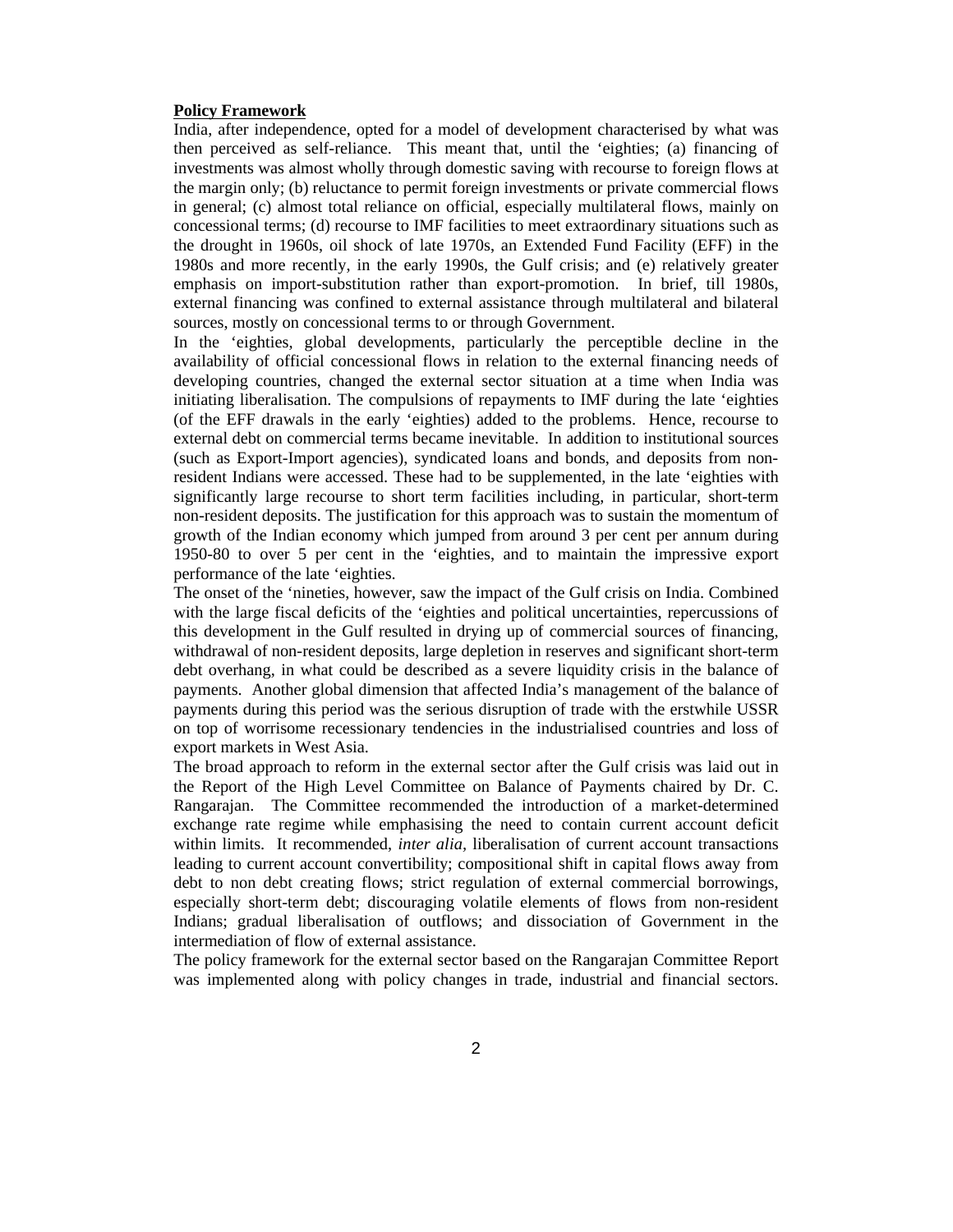**Policy Framework**

India, after independence, opted for a model of development characterised by what was then perceived as self-reliance. This meant that, until the 'eighties; (a) financing of investments was almost wholly through domestic saving with recourse to foreign flows at the margin only; (b) reluctance to permit foreign investments or private commercial flows in general; (c) almost total reliance on official, especially multilateral flows, mainly on concessional terms; (d) recourse to IMF facilities to meet extraordinary situations such as the drought in 1960s, oil shock of late 1970s, an Extended Fund Facility (EFF) in the 1980s and more recently, in the early 1990s, the Gulf crisis; and (e) relatively greater emphasis on import-substitution rather than export-promotion. In brief, till 1980s, external financing was confined to external assistance through multilateral and bilateral sources, mostly on concessional terms to or through Government.

In the 'eighties, global developments, particularly the perceptible decline in the availability of official concessional flows in relation to the external financing needs of developing countries, changed the external sector situation at a time when India was initiating liberalisation. The compulsions of repayments to IMF during the late 'eighties (of the EFF drawals in the early 'eighties) added to the problems. Hence, recourse to external debt on commercial terms became inevitable. In addition to institutional sources (such as Export-Import agencies), syndicated loans and bonds, and deposits from non-resident Indians were accessed. These had to be supplemented, in the late 'eighties with significantly large recourse to short term facilities including, in particular, short-term non-resident deposits. The justification for this approach was to sustain the momentum of growth of the Indian economy which jumped from around 3 per cent per annum during 1950-80 to over 5 per cent in the 'eighties, and to maintain the impressive export performance of the late 'eighties.

The onset of the 'nineties, however, saw the impact of the Gulf crisis on India. Combined with the large fiscal deficits of the 'eighties and political uncertainties, repercussions of this development in the Gulf resulted in drying up of commercial sources of financing, withdrawal of non-resident deposits, large depletion in reserves and significant short-term debt overhang, in what could be described as a severe liquidity crisis in the balance of payments. Another global dimension that affected India's management of the balance of payments during this period was the serious disruption of trade with the erstwhile USSR on top of worrisome recessionary tendencies in the industrialised countries and loss of export markets in West Asia.

The broad approach to reform in the external sector after the Gulf crisis was laid out in the Report of the High Level Committee on Balance of Payments chaired by Dr. C. Rangarajan. The Committee recommended the introduction of a market-determined exchange rate regime while emphasising the need to contain current account deficit within limits. It recommended, *inter alia*, liberalisation of current account transactions leading to current account convertibility; compositional shift in capital flows away from debt to non debt creating flows; strict regulation of external commercial borrowings, especially short-term debt; discouraging volatile elements of flows from non-resident Indians; gradual liberalisation of outflows; and dissociation of Government in the intermediation of flow of external assistance.

The policy framework for the external sector based on the Rangarajan Committee Report was implemented along with policy changes in trade, industrial and financial sectors.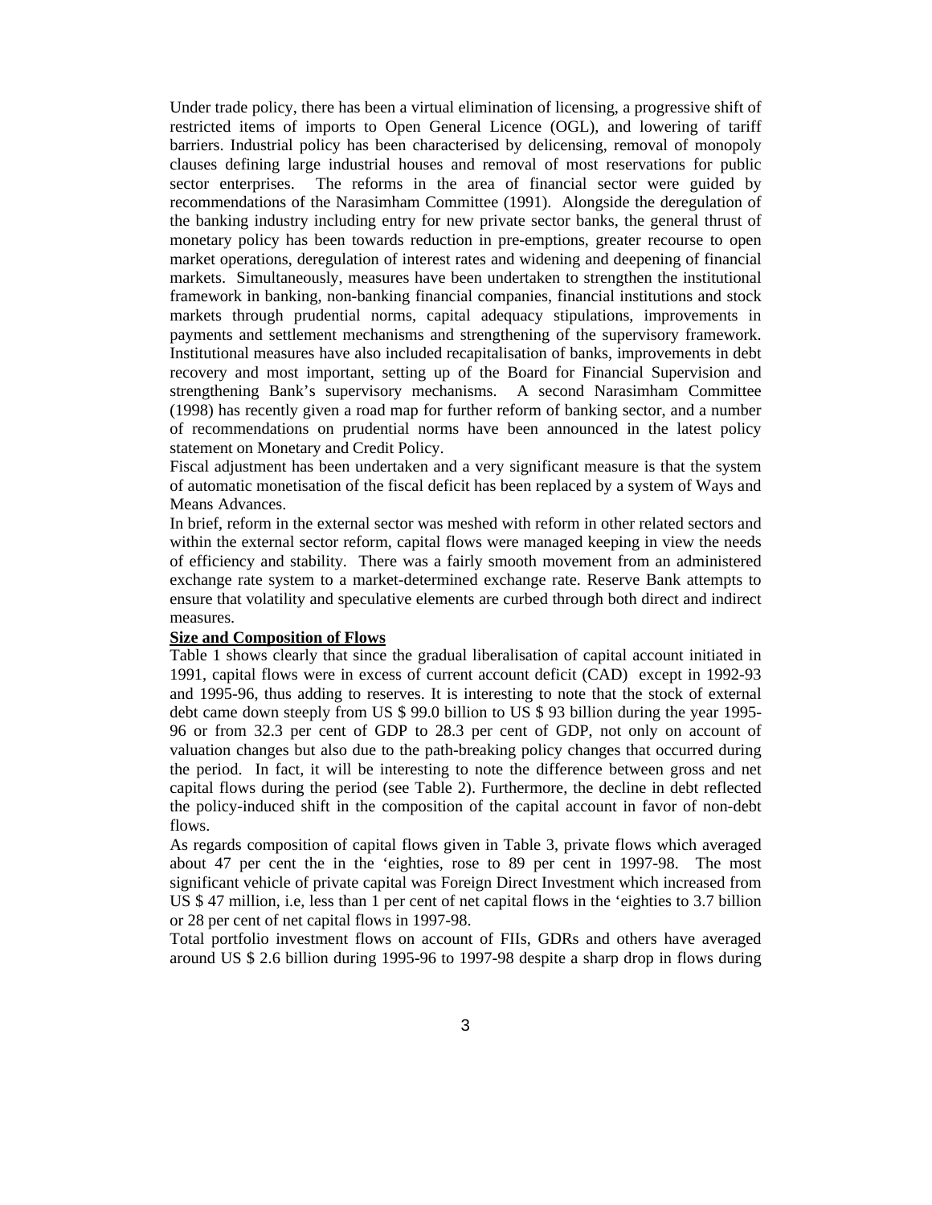Under trade policy, there has been a virtual elimination of licensing, a progressive shift of restricted items of imports to Open General Licence (OGL), and lowering of tariff barriers. Industrial policy has been characterised by delicensing, removal of monopoly clauses defining large industrial houses and removal of most reservations for public sector enterprises. The reforms in the area of financial sector were guided by recommendations of the Narasimham Committee (1991). Alongside the deregulation of the banking industry including entry for new private sector banks, the general thrust of monetary policy has been towards reduction in pre-emptions, greater recourse to open market operations, deregulation of interest rates and widening and deepening of financial markets. Simultaneously, measures have been undertaken to strengthen the institutional framework in banking, non-banking financial companies, financial institutions and stock markets through prudential norms, capital adequacy stipulations, improvements in payments and settlement mechanisms and strengthening of the supervisory framework. Institutional measures have also included recapitalisation of banks, improvements in debt recovery and most important, setting up of the Board for Financial Supervision and strengthening Bank's supervisory mechanisms. A second Narasimham Committee (1998) has recently given a road map for further reform of banking sector, and a number of recommendations on prudential norms have been announced in the latest policy statement on Monetary and Credit Policy.

Fiscal adjustment has been undertaken and a very significant measure is that the system of automatic monetisation of the fiscal deficit has been replaced by a system of Ways and Means Advances.

In brief, reform in the external sector was meshed with reform in other related sectors and within the external sector reform, capital flows were managed keeping in view the needs of efficiency and stability. There was a fairly smooth movement from an administered exchange rate system to a market-determined exchange rate. Reserve Bank attempts to ensure that volatility and speculative elements are curbed through both direct and indirect measures.

**<u>Size and Composition of Flows</u>**

Table 1 shows clearly that since the gradual liberalisation of capital account initiated in 1991, capital flows were in excess of current account deficit (CAD) except in 1992-93 and 1995-96, thus adding to reserves. It is interesting to note that the stock of external debt came down steeply from US $ 99.0 billion to US $ 93 billion during the year 1995-96 or from 32.3 per cent of GDP to 28.3 per cent of GDP, not only on account of valuation changes but also due to the path-breaking policy changes that occurred during the period. In fact, it will be interesting to note the difference between gross and net capital flows during the period (see Table 2). Furthermore, the decline in debt reflected the policy-induced shift in the composition of the capital account in favor of non-debt flows.

As regards composition of capital flows given in Table 3, private flows which averaged about 47 per cent the in the 'eighties, rose to 89 per cent in 1997-98. The most significant vehicle of private capital was Foreign Direct Investment which increased from US $ 47 million, i.e, less than 1 per cent of net capital flows in the 'eighties to 3.7 billion or 28 per cent of net capital flows in 1997-98.

Total portfolio investment flows on account of FIIs, GDRs and others have averaged around US $ 2.6 billion during 1995-96 to 1997-98 despite a sharp drop in flows during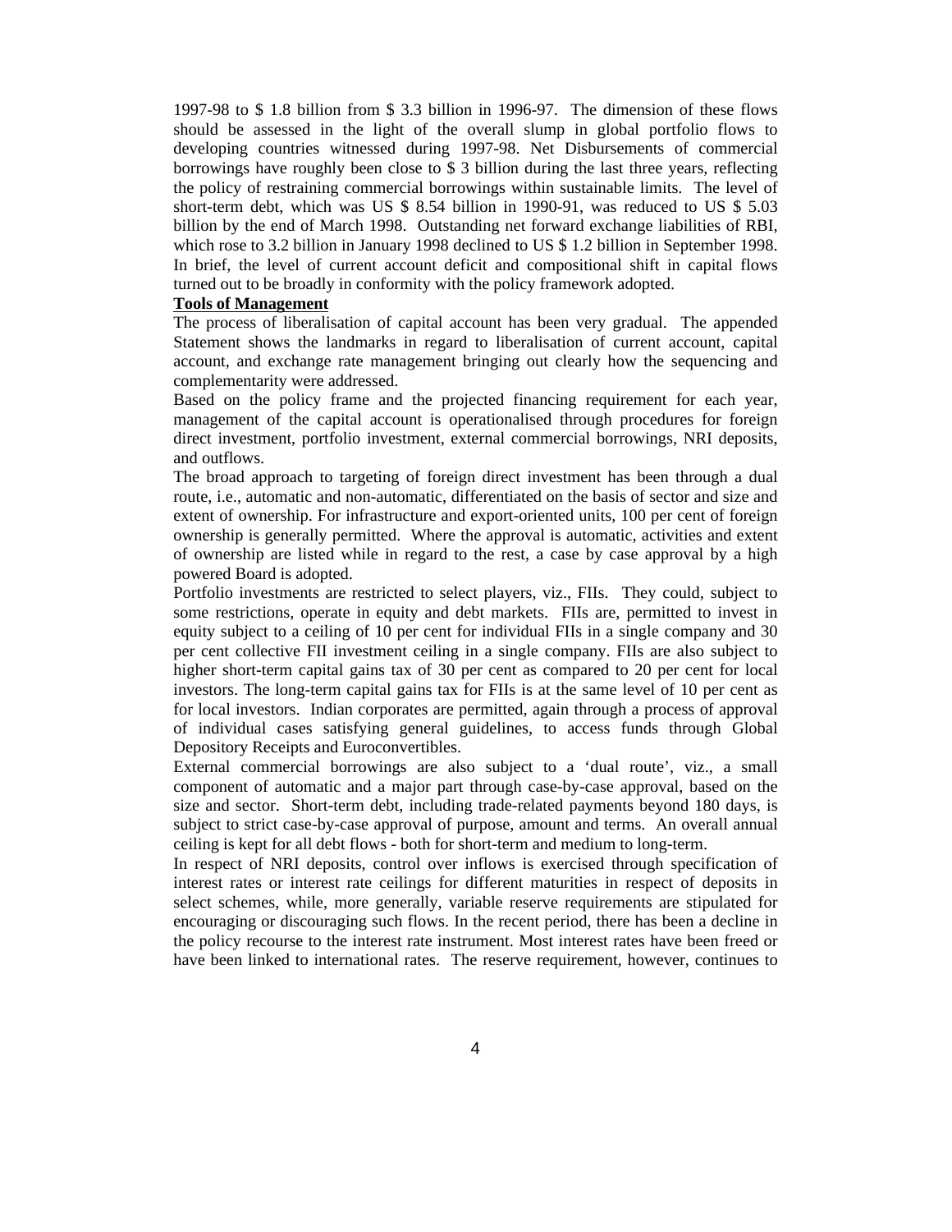1997-98 to $ 1.8 billion from $ 3.3 billion in 1996-97. The dimension of these flows should be assessed in the light of the overall slump in global portfolio flows to developing countries witnessed during 1997-98. Net Disbursements of commercial borrowings have roughly been close to $ 3 billion during the last three years, reflecting the policy of restraining commercial borrowings within sustainable limits. The level of short-term debt, which was US $ 8.54 billion in 1990-91, was reduced to US $ 5.03 billion by the end of March 1998. Outstanding net forward exchange liabilities of RBI, which rose to 3.2 billion in January 1998 declined to US $ 1.2 billion in September 1998. In brief, the level of current account deficit and compositional shift in capital flows turned out to be broadly in conformity with the policy framework adopted.

**Tools of Management**

The process of liberalisation of capital account has been very gradual. The appended Statement shows the landmarks in regard to liberalisation of current account, capital account, and exchange rate management bringing out clearly how the sequencing and complementarity were addressed.

Based on the policy frame and the projected financing requirement for each year, management of the capital account is operationalised through procedures for foreign direct investment, portfolio investment, external commercial borrowings, NRI deposits, and outflows.

The broad approach to targeting of foreign direct investment has been through a dual route, i.e., automatic and non-automatic, differentiated on the basis of sector and size and extent of ownership. For infrastructure and export-oriented units, 100 per cent of foreign ownership is generally permitted. Where the approval is automatic, activities and extent of ownership are listed while in regard to the rest, a case by case approval by a high powered Board is adopted.

Portfolio investments are restricted to select players, viz., FIIs. They could, subject to some restrictions, operate in equity and debt markets. FIIs are, permitted to invest in equity subject to a ceiling of 10 per cent for individual FIIs in a single company and 30 per cent collective FII investment ceiling in a single company. FIIs are also subject to higher short-term capital gains tax of 30 per cent as compared to 20 per cent for local investors. The long-term capital gains tax for FIIs is at the same level of 10 per cent as for local investors. Indian corporates are permitted, again through a process of approval of individual cases satisfying general guidelines, to access funds through Global Depository Receipts and Euroconvertibles.

External commercial borrowings are also subject to a 'dual route', viz., a small component of automatic and a major part through case-by-case approval, based on the size and sector. Short-term debt, including trade-related payments beyond 180 days, is subject to strict case-by-case approval of purpose, amount and terms. An overall annual ceiling is kept for all debt flows - both for short-term and medium to long-term.

In respect of NRI deposits, control over inflows is exercised through specification of interest rates or interest rate ceilings for different maturities in respect of deposits in select schemes, while, more generally, variable reserve requirements are stipulated for encouraging or discouraging such flows. In the recent period, there has been a decline in the policy recourse to the interest rate instrument. Most interest rates have been freed or have been linked to international rates. The reserve requirement, however, continues to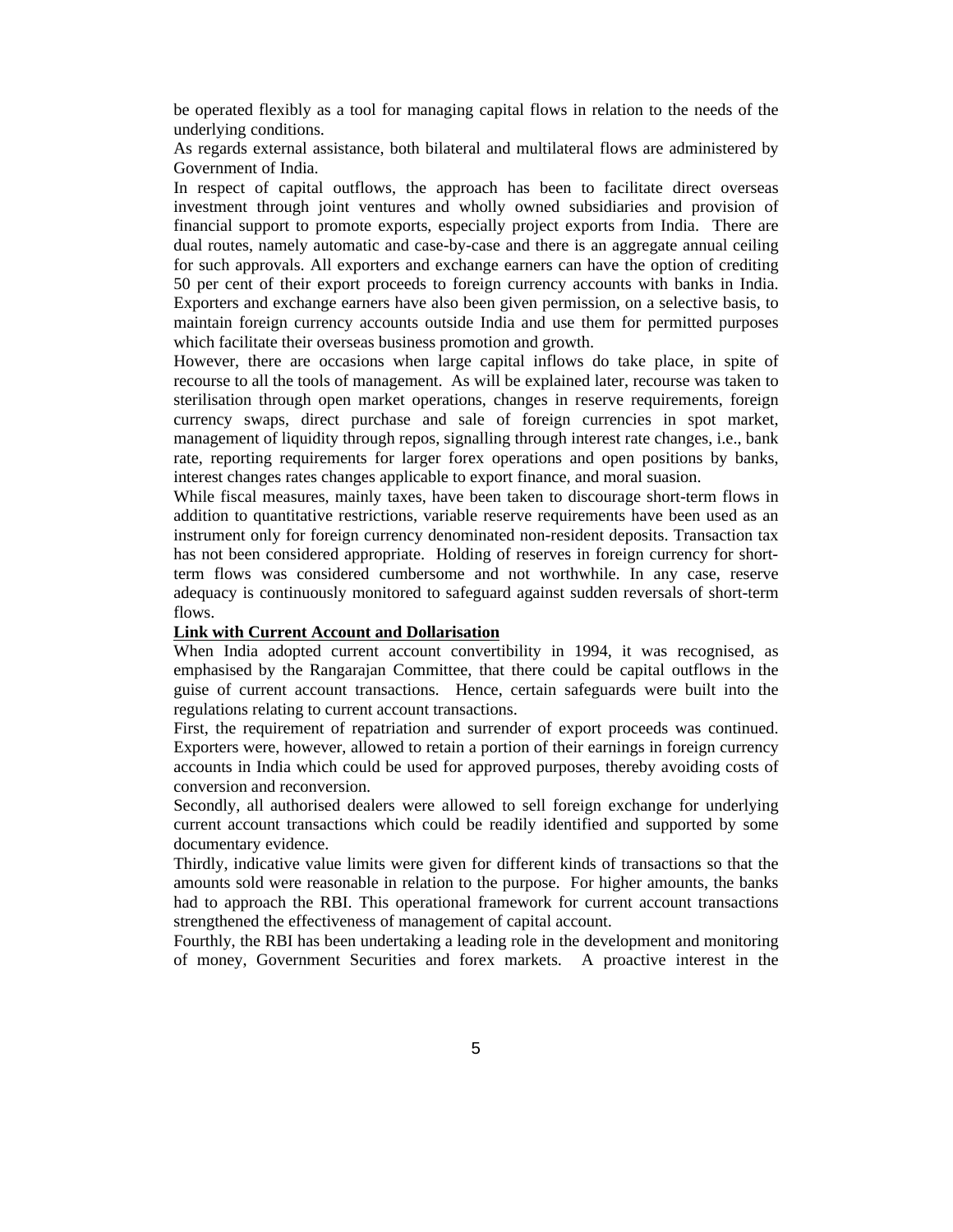be operated flexibly as a tool for managing capital flows in relation to the needs of the underlying conditions.

As regards external assistance, both bilateral and multilateral flows are administered by Government of India.

In respect of capital outflows, the approach has been to facilitate direct overseas investment through joint ventures and wholly owned subsidiaries and provision of financial support to promote exports, especially project exports from India. There are dual routes, namely automatic and case-by-case and there is an aggregate annual ceiling for such approvals. All exporters and exchange earners can have the option of crediting 50 per cent of their export proceeds to foreign currency accounts with banks in India. Exporters and exchange earners have also been given permission, on a selective basis, to maintain foreign currency accounts outside India and use them for permitted purposes which facilitate their overseas business promotion and growth.

However, there are occasions when large capital inflows do take place, in spite of recourse to all the tools of management. As will be explained later, recourse was taken to sterilisation through open market operations, changes in reserve requirements, foreign currency swaps, direct purchase and sale of foreign currencies in spot market, management of liquidity through repos, signalling through interest rate changes, i.e., bank rate, reporting requirements for larger forex operations and open positions by banks, interest changes rates changes applicable to export finance, and moral suasion.

While fiscal measures, mainly taxes, have been taken to discourage short-term flows in addition to quantitative restrictions, variable reserve requirements have been used as an instrument only for foreign currency denominated non-resident deposits. Transaction tax has not been considered appropriate. Holding of reserves in foreign currency for short-term flows was considered cumbersome and not worthwhile. In any case, reserve adequacy is continuously monitored to safeguard against sudden reversals of short-term flows.

**Link with Current Account and Dollarisation**

When India adopted current account convertibility in 1994, it was recognised, as emphasised by the Rangarajan Committee, that there could be capital outflows in the guise of current account transactions. Hence, certain safeguards were built into the regulations relating to current account transactions.

First, the requirement of repatriation and surrender of export proceeds was continued. Exporters were, however, allowed to retain a portion of their earnings in foreign currency accounts in India which could be used for approved purposes, thereby avoiding costs of conversion and reconversion.

Secondly, all authorised dealers were allowed to sell foreign exchange for underlying current account transactions which could be readily identified and supported by some documentary evidence.

Thirdly, indicative value limits were given for different kinds of transactions so that the amounts sold were reasonable in relation to the purpose. For higher amounts, the banks had to approach the RBI. This operational framework for current account transactions strengthened the effectiveness of management of capital account.

Fourthly, the RBI has been undertaking a leading role in the development and monitoring of money, Government Securities and forex markets. A proactive interest in the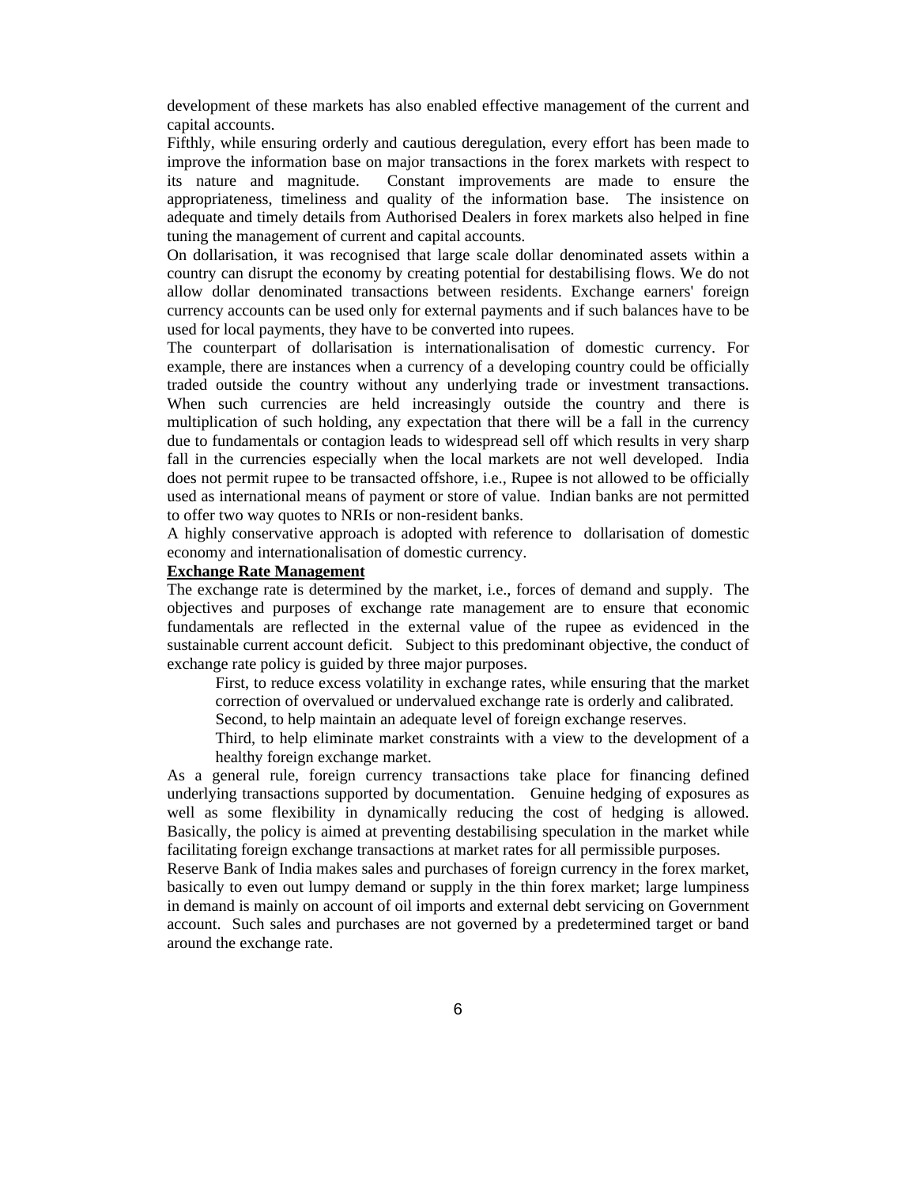development of these markets has also enabled effective management of the current and capital accounts.

Fifthly, while ensuring orderly and cautious deregulation, every effort has been made to improve the information base on major transactions in the forex markets with respect to its nature and magnitude. Constant improvements are made to ensure the appropriateness, timeliness and quality of the information base. The insistence on adequate and timely details from Authorised Dealers in forex markets also helped in fine tuning the management of current and capital accounts.

On dollarisation, it was recognised that large scale dollar denominated assets within a country can disrupt the economy by creating potential for destabilising flows. We do not allow dollar denominated transactions between residents. Exchange earners' foreign currency accounts can be used only for external payments and if such balances have to be used for local payments, they have to be converted into rupees.

The counterpart of dollarisation is internationalisation of domestic currency. For example, there are instances when a currency of a developing country could be officially traded outside the country without any underlying trade or investment transactions. When such currencies are held increasingly outside the country and there is multiplication of such holding, any expectation that there will be a fall in the currency due to fundamentals or contagion leads to widespread sell off which results in very sharp fall in the currencies especially when the local markets are not well developed. India does not permit rupee to be transacted offshore, i.e., Rupee is not allowed to be officially used as international means of payment or store of value. Indian banks are not permitted to offer two way quotes to NRIs or non-resident banks.

A highly conservative approach is adopted with reference to dollarisation of domestic economy and internationalisation of domestic currency.

**Exchange Rate Management**

The exchange rate is determined by the market, i.e., forces of demand and supply. The objectives and purposes of exchange rate management are to ensure that economic fundamentals are reflected in the external value of the rupee as evidenced in the sustainable current account deficit. Subject to this predominant objective, the conduct of exchange rate policy is guided by three major purposes.

> First, to reduce excess volatility in exchange rates, while ensuring that the market correction of overvalued or undervalued exchange rate is orderly and calibrated.
>
> Second, to help maintain an adequate level of foreign exchange reserves.
>
> Third, to help eliminate market constraints with a view to the development of a healthy foreign exchange market.

As a general rule, foreign currency transactions take place for financing defined underlying transactions supported by documentation. Genuine hedging of exposures as well as some flexibility in dynamically reducing the cost of hedging is allowed. Basically, the policy is aimed at preventing destabilising speculation in the market while facilitating foreign exchange transactions at market rates for all permissible purposes.

Reserve Bank of India makes sales and purchases of foreign currency in the forex market, basically to even out lumpy demand or supply in the thin forex market; large lumpiness in demand is mainly on account of oil imports and external debt servicing on Government account. Such sales and purchases are not governed by a predetermined target or band around the exchange rate.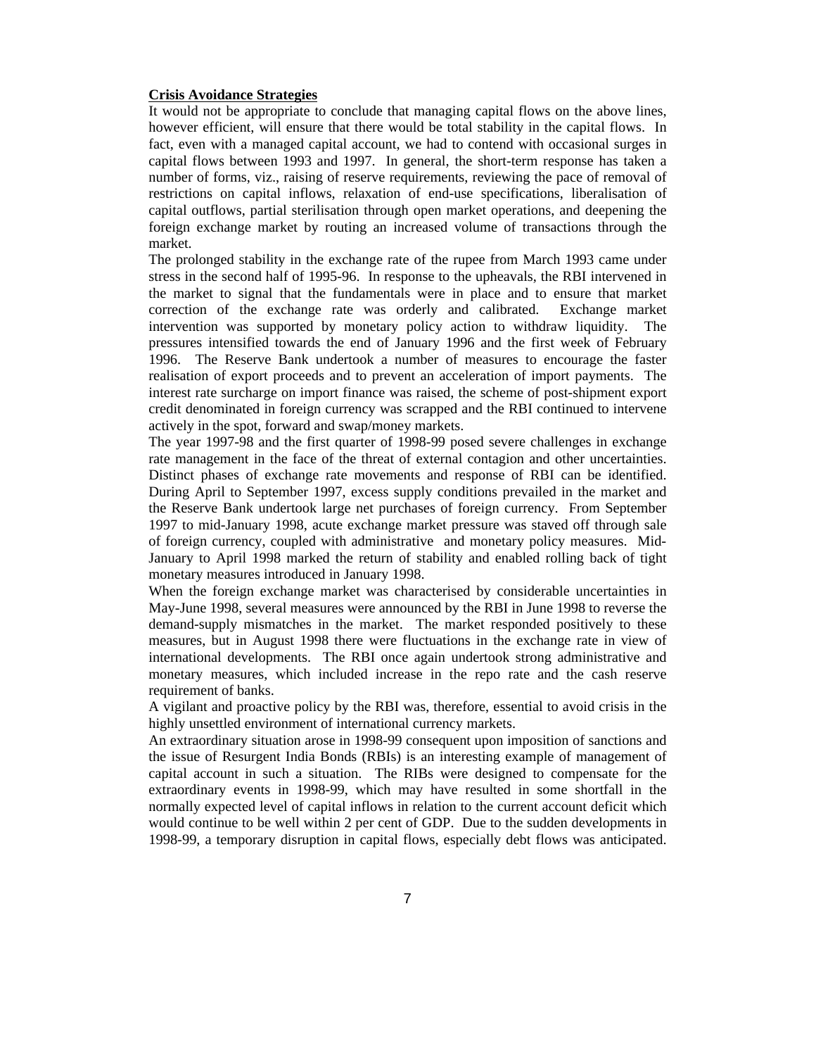**Crisis Avoidance Strategies**

It would not be appropriate to conclude that managing capital flows on the above lines, however efficient, will ensure that there would be total stability in the capital flows. In fact, even with a managed capital account, we had to contend with occasional surges in capital flows between 1993 and 1997. In general, the short-term response has taken a number of forms, viz., raising of reserve requirements, reviewing the pace of removal of restrictions on capital inflows, relaxation of end-use specifications, liberalisation of capital outflows, partial sterilisation through open market operations, and deepening the foreign exchange market by routing an increased volume of transactions through the market.

The prolonged stability in the exchange rate of the rupee from March 1993 came under stress in the second half of 1995-96. In response to the upheavals, the RBI intervened in the market to signal that the fundamentals were in place and to ensure that market correction of the exchange rate was orderly and calibrated. Exchange market intervention was supported by monetary policy action to withdraw liquidity. The pressures intensified towards the end of January 1996 and the first week of February 1996. The Reserve Bank undertook a number of measures to encourage the faster realisation of export proceeds and to prevent an acceleration of import payments. The interest rate surcharge on import finance was raised, the scheme of post-shipment export credit denominated in foreign currency was scrapped and the RBI continued to intervene actively in the spot, forward and swap/money markets.

The year 1997-98 and the first quarter of 1998-99 posed severe challenges in exchange rate management in the face of the threat of external contagion and other uncertainties. Distinct phases of exchange rate movements and response of RBI can be identified. During April to September 1997, excess supply conditions prevailed in the market and the Reserve Bank undertook large net purchases of foreign currency. From September 1997 to mid-January 1998, acute exchange market pressure was staved off through sale of foreign currency, coupled with administrative and monetary policy measures. Mid-January to April 1998 marked the return of stability and enabled rolling back of tight monetary measures introduced in January 1998.

When the foreign exchange market was characterised by considerable uncertainties in May-June 1998, several measures were announced by the RBI in June 1998 to reverse the demand-supply mismatches in the market. The market responded positively to these measures, but in August 1998 there were fluctuations in the exchange rate in view of international developments. The RBI once again undertook strong administrative and monetary measures, which included increase in the repo rate and the cash reserve requirement of banks.

A vigilant and proactive policy by the RBI was, therefore, essential to avoid crisis in the highly unsettled environment of international currency markets.

An extraordinary situation arose in 1998-99 consequent upon imposition of sanctions and the issue of Resurgent India Bonds (RBIs) is an interesting example of management of capital account in such a situation. The RIBs were designed to compensate for the extraordinary events in 1998-99, which may have resulted in some shortfall in the normally expected level of capital inflows in relation to the current account deficit which would continue to be well within 2 per cent of GDP. Due to the sudden developments in 1998-99, a temporary disruption in capital flows, especially debt flows was anticipated.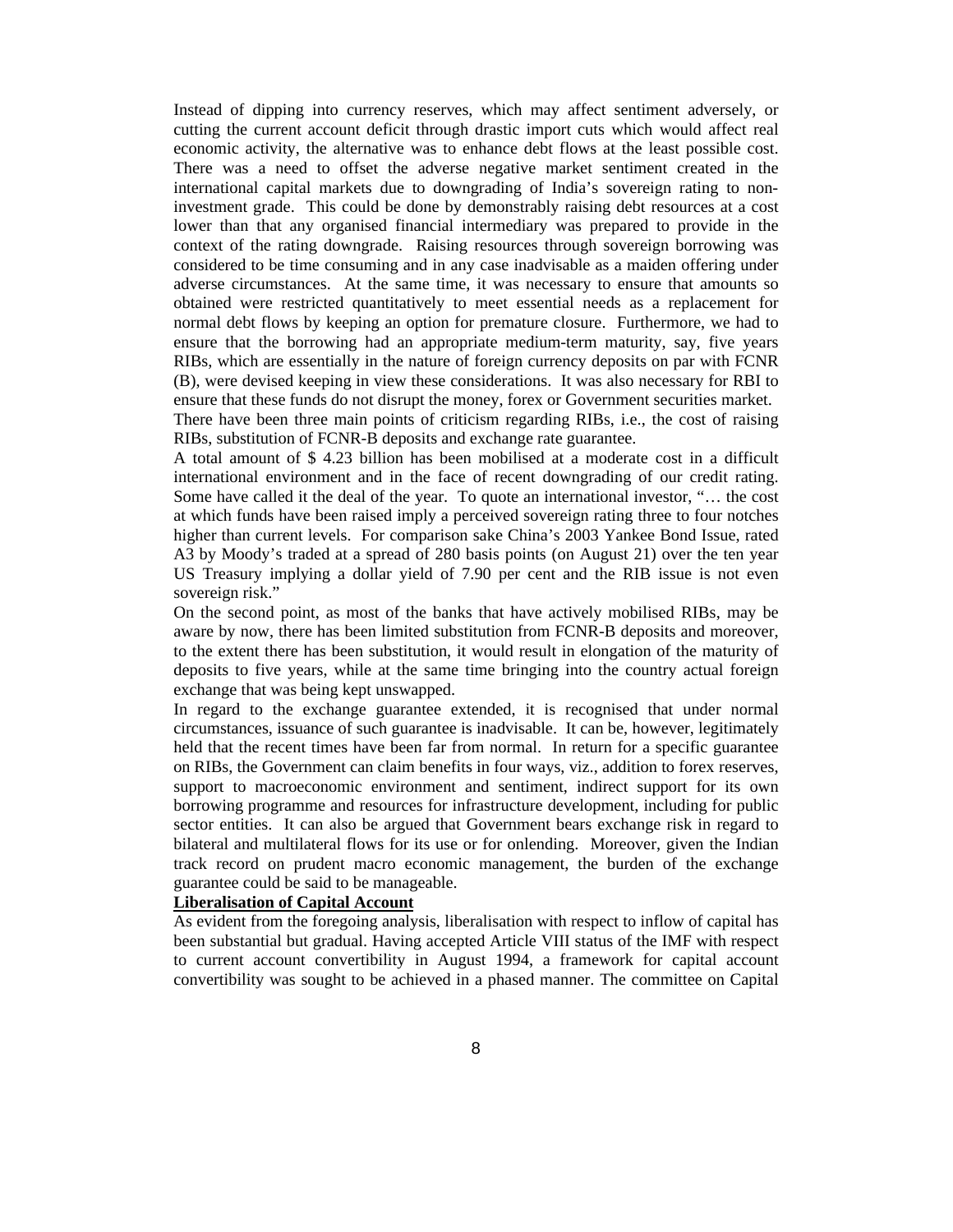Instead of dipping into currency reserves, which may affect sentiment adversely, or cutting the current account deficit through drastic import cuts which would affect real economic activity, the alternative was to enhance debt flows at the least possible cost. There was a need to offset the adverse negative market sentiment created in the international capital markets due to downgrading of India's sovereign rating to non-investment grade. This could be done by demonstrably raising debt resources at a cost lower than that any organised financial intermediary was prepared to provide in the context of the rating downgrade. Raising resources through sovereign borrowing was considered to be time consuming and in any case inadvisable as a maiden offering under adverse circumstances. At the same time, it was necessary to ensure that amounts so obtained were restricted quantitatively to meet essential needs as a replacement for normal debt flows by keeping an option for premature closure. Furthermore, we had to ensure that the borrowing had an appropriate medium-term maturity, say, five years RIBs, which are essentially in the nature of foreign currency deposits on par with FCNR (B), were devised keeping in view these considerations. It was also necessary for RBI to ensure that these funds do not disrupt the money, forex or Government securities market.

There have been three main points of criticism regarding RIBs, i.e., the cost of raising RIBs, substitution of FCNR-B deposits and exchange rate guarantee.

A total amount of $ 4.23 billion has been mobilised at a moderate cost in a difficult international environment and in the face of recent downgrading of our credit rating. Some have called it the deal of the year. To quote an international investor, "… the cost at which funds have been raised imply a perceived sovereign rating three to four notches higher than current levels. For comparison sake China's 2003 Yankee Bond Issue, rated A3 by Moody's traded at a spread of 280 basis points (on August 21) over the ten year US Treasury implying a dollar yield of 7.90 per cent and the RIB issue is not even sovereign risk."

On the second point, as most of the banks that have actively mobilised RIBs, may be aware by now, there has been limited substitution from FCNR-B deposits and moreover, to the extent there has been substitution, it would result in elongation of the maturity of deposits to five years, while at the same time bringing into the country actual foreign exchange that was being kept unswapped.

In regard to the exchange guarantee extended, it is recognised that under normal circumstances, issuance of such guarantee is inadvisable. It can be, however, legitimately held that the recent times have been far from normal. In return for a specific guarantee on RIBs, the Government can claim benefits in four ways, viz., addition to forex reserves, support to macroeconomic environment and sentiment, indirect support for its own borrowing programme and resources for infrastructure development, including for public sector entities. It can also be argued that Government bears exchange risk in regard to bilateral and multilateral flows for its use or for onlending. Moreover, given the Indian track record on prudent macro economic management, the burden of the exchange guarantee could be said to be manageable.

**Liberalisation of Capital Account**

As evident from the foregoing analysis, liberalisation with respect to inflow of capital has been substantial but gradual. Having accepted Article VIII status of the IMF with respect to current account convertibility in August 1994, a framework for capital account convertibility was sought to be achieved in a phased manner. The committee on Capital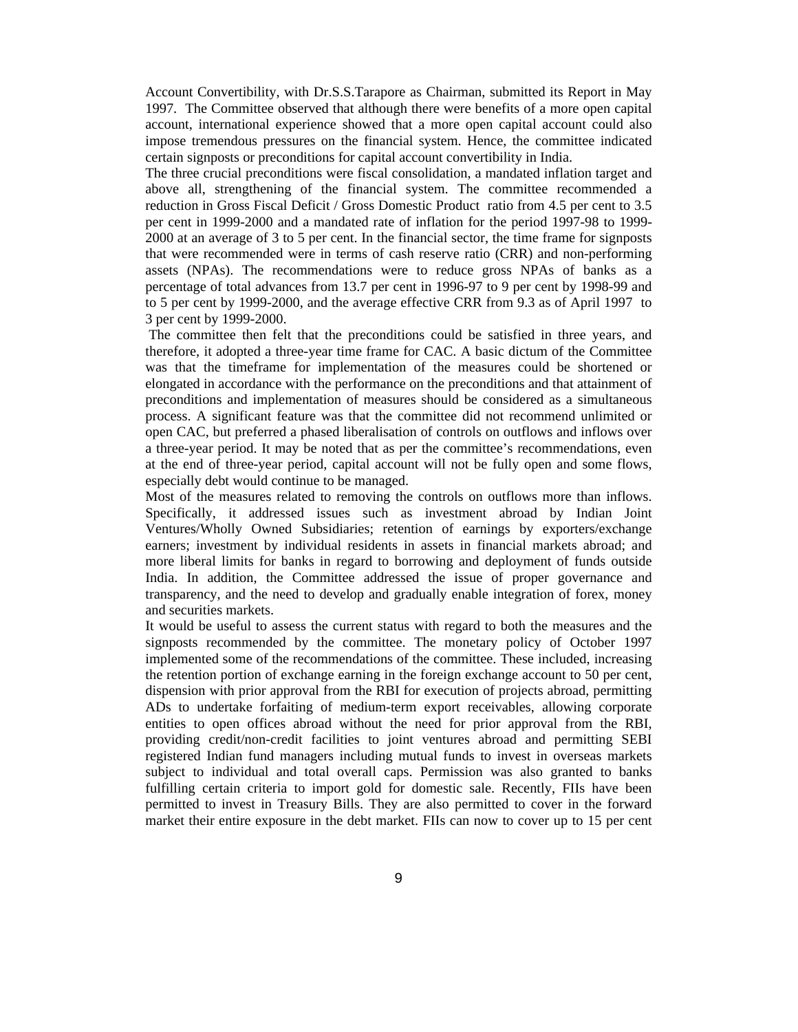Account Convertibility, with Dr.S.S.Tarapore as Chairman, submitted its Report in May 1997. The Committee observed that although there were benefits of a more open capital account, international experience showed that a more open capital account could also impose tremendous pressures on the financial system. Hence, the committee indicated certain signposts or preconditions for capital account convertibility in India.

The three crucial preconditions were fiscal consolidation, a mandated inflation target and above all, strengthening of the financial system. The committee recommended a reduction in Gross Fiscal Deficit / Gross Domestic Product ratio from 4.5 per cent to 3.5 per cent in 1999-2000 and a mandated rate of inflation for the period 1997-98 to 1999-2000 at an average of 3 to 5 per cent. In the financial sector, the time frame for signposts that were recommended were in terms of cash reserve ratio (CRR) and non-performing assets (NPAs). The recommendations were to reduce gross NPAs of banks as a percentage of total advances from 13.7 per cent in 1996-97 to 9 per cent by 1998-99 and to 5 per cent by 1999-2000, and the average effective CRR from 9.3 as of April 1997 to 3 per cent by 1999-2000.

The committee then felt that the preconditions could be satisfied in three years, and therefore, it adopted a three-year time frame for CAC. A basic dictum of the Committee was that the timeframe for implementation of the measures could be shortened or elongated in accordance with the performance on the preconditions and that attainment of preconditions and implementation of measures should be considered as a simultaneous process. A significant feature was that the committee did not recommend unlimited or open CAC, but preferred a phased liberalisation of controls on outflows and inflows over a three-year period. It may be noted that as per the committee's recommendations, even at the end of three-year period, capital account will not be fully open and some flows, especially debt would continue to be managed.

Most of the measures related to removing the controls on outflows more than inflows. Specifically, it addressed issues such as investment abroad by Indian Joint Ventures/Wholly Owned Subsidiaries; retention of earnings by exporters/exchange earners; investment by individual residents in assets in financial markets abroad; and more liberal limits for banks in regard to borrowing and deployment of funds outside India. In addition, the Committee addressed the issue of proper governance and transparency, and the need to develop and gradually enable integration of forex, money and securities markets.

It would be useful to assess the current status with regard to both the measures and the signposts recommended by the committee. The monetary policy of October 1997 implemented some of the recommendations of the committee. These included, increasing the retention portion of exchange earning in the foreign exchange account to 50 per cent, dispension with prior approval from the RBI for execution of projects abroad, permitting ADs to undertake forfaiting of medium-term export receivables, allowing corporate entities to open offices abroad without the need for prior approval from the RBI, providing credit/non-credit facilities to joint ventures abroad and permitting SEBI registered Indian fund managers including mutual funds to invest in overseas markets subject to individual and total overall caps. Permission was also granted to banks fulfilling certain criteria to import gold for domestic sale. Recently, FIIs have been permitted to invest in Treasury Bills. They are also permitted to cover in the forward market their entire exposure in the debt market. FIIs can now to cover up to 15 per cent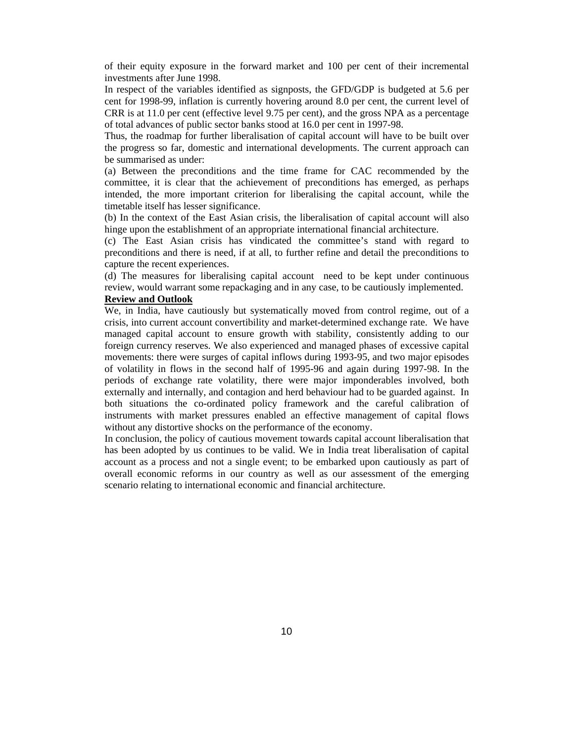of their equity exposure in the forward market and 100 per cent of their incremental investments after June 1998.

In respect of the variables identified as signposts, the GFD/GDP is budgeted at 5.6 per cent for 1998-99, inflation is currently hovering around 8.0 per cent, the current level of CRR is at 11.0 per cent (effective level 9.75 per cent), and the gross NPA as a percentage of total advances of public sector banks stood at 16.0 per cent in 1997-98.

Thus, the roadmap for further liberalisation of capital account will have to be built over the progress so far, domestic and international developments. The current approach can be summarised as under:

(a) Between the preconditions and the time frame for CAC recommended by the committee, it is clear that the achievement of preconditions has emerged, as perhaps intended, the more important criterion for liberalising the capital account, while the timetable itself has lesser significance.

(b) In the context of the East Asian crisis, the liberalisation of capital account will also hinge upon the establishment of an appropriate international financial architecture.

(c) The East Asian crisis has vindicated the committee's stand with regard to preconditions and there is need, if at all, to further refine and detail the preconditions to capture the recent experiences.

(d) The measures for liberalising capital account need to be kept under continuous review, would warrant some repackaging and in any case, to be cautiously implemented.

**Review and Outlook**

We, in India, have cautiously but systematically moved from control regime, out of a crisis, into current account convertibility and market-determined exchange rate. We have managed capital account to ensure growth with stability, consistently adding to our foreign currency reserves. We also experienced and managed phases of excessive capital movements: there were surges of capital inflows during 1993-95, and two major episodes of volatility in flows in the second half of 1995-96 and again during 1997-98. In the periods of exchange rate volatility, there were major imponderables involved, both externally and internally, and contagion and herd behaviour had to be guarded against. In both situations the co-ordinated policy framework and the careful calibration of instruments with market pressures enabled an effective management of capital flows without any distortive shocks on the performance of the economy.

In conclusion, the policy of cautious movement towards capital account liberalisation that has been adopted by us continues to be valid. We in India treat liberalisation of capital account as a process and not a single event; to be embarked upon cautiously as part of overall economic reforms in our country as well as our assessment of the emerging scenario relating to international economic and financial architecture.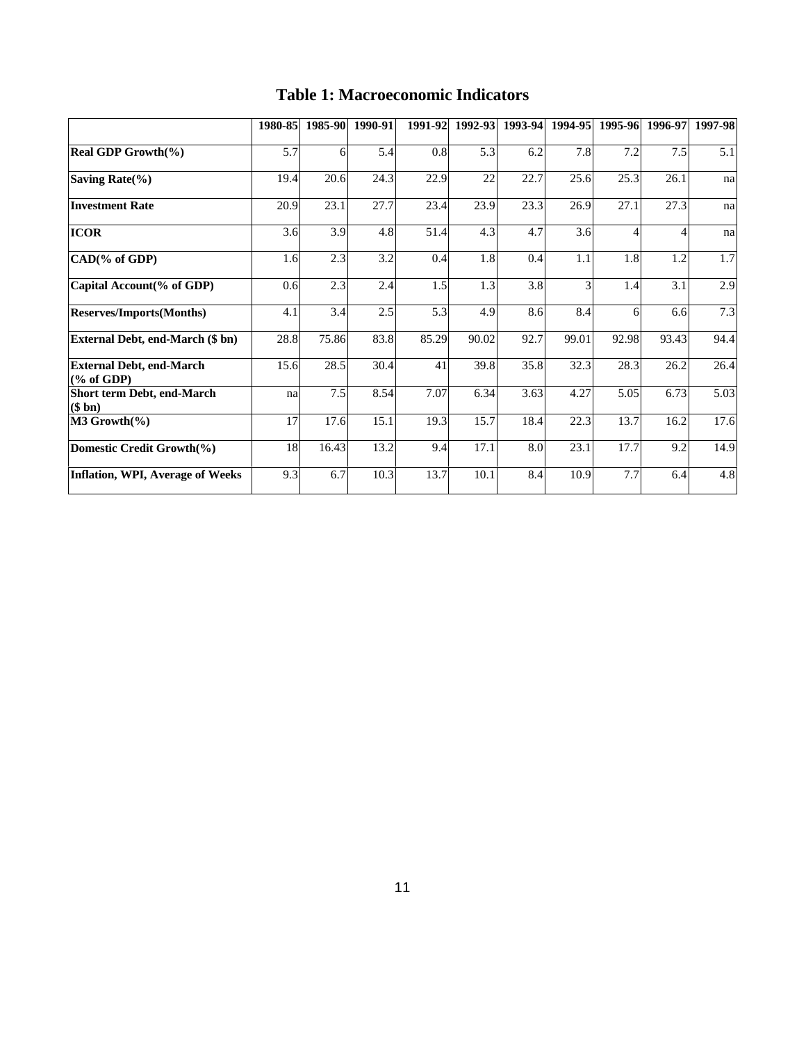# Table 1: Macroeconomic Indicators

| | 1980-85 | 1985-90 | 1990-91 | 1991-92 | 1992-93 | 1993-94 | 1994-95 | 1995-96 | 1996-97 | 1997-98 |
|---|---|---|---|---|---|---|---|---|---|---|
| **Real GDP Growth(%)** | 5.7 | 6 | 5.4 | 0.8 | 5.3 | 6.2 | 7.8 | 7.2 | 7.5 | 5.1 |
| **Saving Rate(%)** | 19.4 | 20.6 | 24.3 | 22.9 | 22 | 22.7 | 25.6 | 25.3 | 26.1 | na |
| **Investment Rate** | 20.9 | 23.1 | 27.7 | 23.4 | 23.9 | 23.3 | 26.9 | 27.1 | 27.3 | na |
| **ICOR** | 3.6 | 3.9 | 4.8 | 51.4 | 4.3 | 4.7 | 3.6 | 4 | 4 | na |
| **CAD(% of GDP)** | 1.6 | 2.3 | 3.2 | 0.4 | 1.8 | 0.4 | 1.1 | 1.8 | 1.2 | 1.7 |
| **Capital Account(% of GDP)** | 0.6 | 2.3 | 2.4 | 1.5 | 1.3 | 3.8 | 3 | 1.4 | 3.1 | 2.9 |
| **Reserves/Imports(Months)** | 4.1 | 3.4 | 2.5 | 5.3 | 4.9 | 8.6 | 8.4 | 6 | 6.6 | 7.3 |
| **External Debt, end-March ($ bn)** | 28.8 | 75.86 | 83.8 | 85.29 | 90.02 | 92.7 | 99.01 | 92.98 | 93.43 | 94.4 |
| **External Debt, end-March (% of GDP)** | 15.6 | 28.5 | 30.4 | 41 | 39.8 | 35.8 | 32.3 | 28.3 | 26.2 | 26.4 |
| **Short term Debt, end-March ($ bn)** | na | 7.5 | 8.54 | 7.07 | 6.34 | 3.63 | 4.27 | 5.05 | 6.73 | 5.03 |
| **M3 Growth(%)** | 17 | 17.6 | 15.1 | 19.3 | 15.7 | 18.4 | 22.3 | 13.7 | 16.2 | 17.6 |
| **Domestic Credit Growth(%)** | 18 | 16.43 | 13.2 | 9.4 | 17.1 | 8.0 | 23.1 | 17.7 | 9.2 | 14.9 |
| **Inflation, WPI, Average of Weeks** | 9.3 | 6.7 | 10.3 | 13.7 | 10.1 | 8.4 | 10.9 | 7.7 | 6.4 | 4.8 |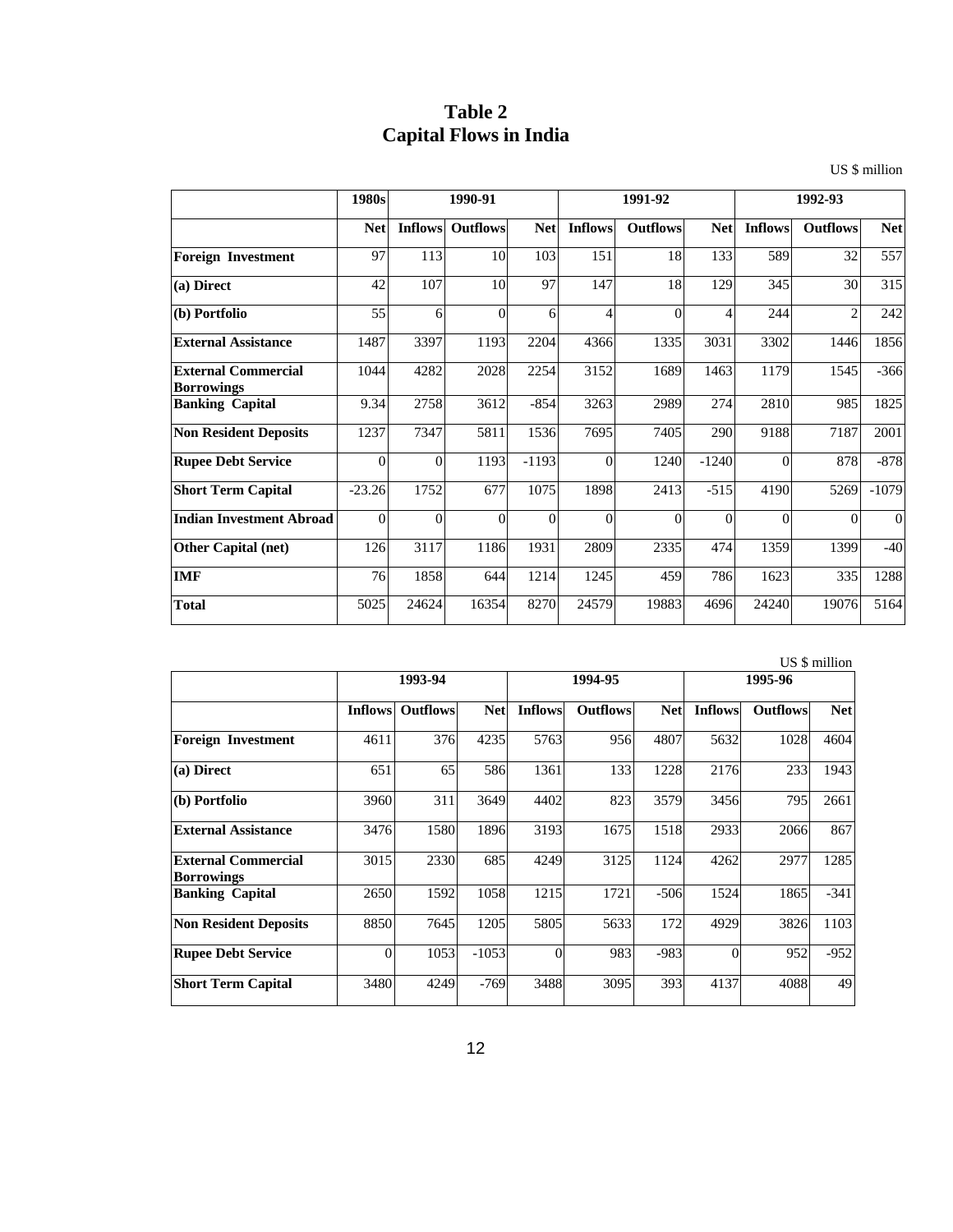# Table 2
# Capital Flows in India

US $ million

| | 1980s | 1990-91 | | | 1991-92 | | | 1992-93 | | |
|---|---|---|---|---|---|---|---|---|---|---|
| | **Net** | **Inflows** | **Outflows** | **Net** | **Inflows** | **Outflows** | **Net** | **Inflows** | **Outflows** | **Net** |
| **Foreign Investment** | 97 | 113 | 10 | 103 | 151 | 18 | 133 | 589 | 32 | 557 |
| **(a) Direct** | 42 | 107 | 10 | 97 | 147 | 18 | 129 | 345 | 30 | 315 |
| **(b) Portfolio** | 55 | 6 | 0 | 6 | 4 | 0 | 4 | 244 | 2 | 242 |
| **External Assistance** | 1487 | 3397 | 1193 | 2204 | 4366 | 1335 | 3031 | 3302 | 1446 | 1856 |
| **External Commercial Borrowings** | 1044 | 4282 | 2028 | 2254 | 3152 | 1689 | 1463 | 1179 | 1545 | -366 |
| **Banking Capital** | 9.34 | 2758 | 3612 | -854 | 3263 | 2989 | 274 | 2810 | 985 | 1825 |
| **Non Resident Deposits** | 1237 | 7347 | 5811 | 1536 | 7695 | 7405 | 290 | 9188 | 7187 | 2001 |
| **Rupee Debt Service** | 0 | 0 | 1193 | -1193 | 0 | 1240 | -1240 | 0 | 878 | -878 |
| **Short Term Capital** | -23.26 | 1752 | 677 | 1075 | 1898 | 2413 | -515 | 4190 | 5269 | -1079 |
| **Indian Investment Abroad** | 0 | 0 | 0 | 0 | 0 | 0 | 0 | 0 | 0 | 0 |
| **Other Capital (net)** | 126 | 3117 | 1186 | 1931 | 2809 | 2335 | 474 | 1359 | 1399 | -40 |
| **IMF** | 76 | 1858 | 644 | 1214 | 1245 | 459 | 786 | 1623 | 335 | 1288 |
| **Total** | 5025 | 24624 | 16354 | 8270 | 24579 | 19883 | 4696 | 24240 | 19076 | 5164 |

US $ million

| | 1993-94 | | | 1994-95 | | | 1995-96 | | |
|---|---|---|---|---|---|---|---|---|---|
| | **Inflows** | **Outflows** | **Net** | **Inflows** | **Outflows** | **Net** | **Inflows** | **Outflows** | **Net** |
| **Foreign Investment** | 4611 | 376 | 4235 | 5763 | 956 | 4807 | 5632 | 1028 | 4604 |
| **(a) Direct** | 651 | 65 | 586 | 1361 | 133 | 1228 | 2176 | 233 | 1943 |
| **(b) Portfolio** | 3960 | 311 | 3649 | 4402 | 823 | 3579 | 3456 | 795 | 2661 |
| **External Assistance** | 3476 | 1580 | 1896 | 3193 | 1675 | 1518 | 2933 | 2066 | 867 |
| **External Commercial Borrowings** | 3015 | 2330 | 685 | 4249 | 3125 | 1124 | 4262 | 2977 | 1285 |
| **Banking Capital** | 2650 | 1592 | 1058 | 1215 | 1721 | -506 | 1524 | 1865 | -341 |
| **Non Resident Deposits** | 8850 | 7645 | 1205 | 5805 | 5633 | 172 | 4929 | 3826 | 1103 |
| **Rupee Debt Service** | 0 | 1053 | -1053 | 0 | 983 | -983 | 0 | 952 | -952 |
| **Short Term Capital** | 3480 | 4249 | -769 | 3488 | 3095 | 393 | 4137 | 4088 | 49 |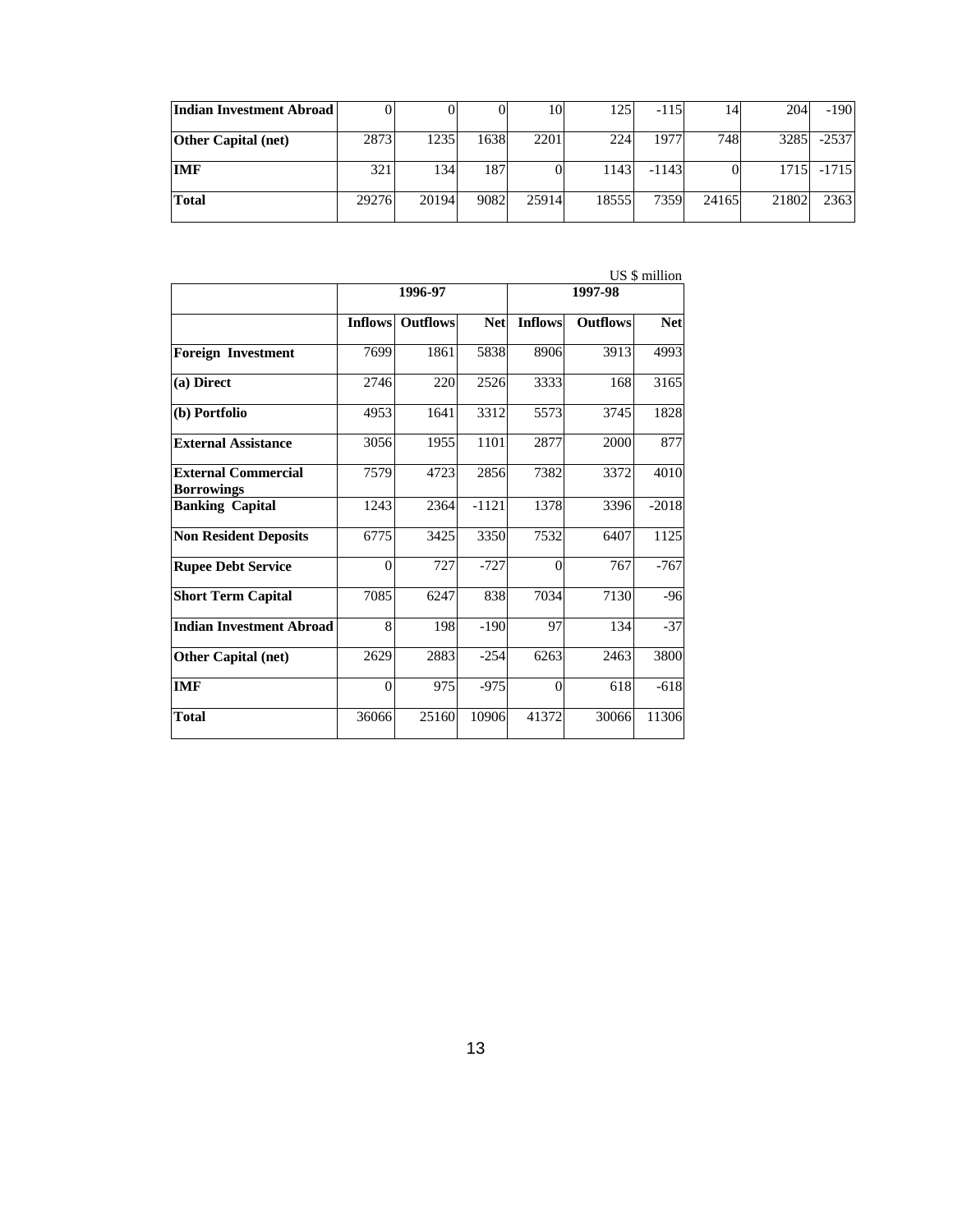| Indian Investment Abroad | 0 | 0 | 0 | 10 | 125 | -115 | 14 | 204 | -190 |
|---|---|---|---|---|---|---|---|---|---|
| Other Capital (net) | 2873 | 1235 | 1638 | 2201 | 224 | 1977 | 748 | 3285 | -2537 |
| IMF | 321 | 134 | 187 | 0 | 1143 | -1143 | 0 | 1715 | -1715 |
| Total | 29276 | 20194 | 9082 | 25914 | 18555 | 7359 | 24165 | 21802 | 2363 |

US $ million

| | 1996-97 | | | 1997-98 | | |
|---|---|---|---|---|---|---|
| | Inflows | Outflows | Net | Inflows | Outflows | Net |
| Foreign Investment | 7699 | 1861 | 5838 | 8906 | 3913 | 4993 |
| (a) Direct | 2746 | 220 | 2526 | 3333 | 168 | 3165 |
| (b) Portfolio | 4953 | 1641 | 3312 | 5573 | 3745 | 1828 |
| External Assistance | 3056 | 1955 | 1101 | 2877 | 2000 | 877 |
| External Commercial Borrowings | 7579 | 4723 | 2856 | 7382 | 3372 | 4010 |
| Banking Capital | 1243 | 2364 | -1121 | 1378 | 3396 | -2018 |
| Non Resident Deposits | 6775 | 3425 | 3350 | 7532 | 6407 | 1125 |
| Rupee Debt Service | 0 | 727 | -727 | 0 | 767 | -767 |
| Short Term Capital | 7085 | 6247 | 838 | 7034 | 7130 | -96 |
| Indian Investment Abroad | 8 | 198 | -190 | 97 | 134 | -37 |
| Other Capital (net) | 2629 | 2883 | -254 | 6263 | 2463 | 3800 |
| IMF | 0 | 975 | -975 | 0 | 618 | -618 |
| Total | 36066 | 25160 | 10906 | 41372 | 30066 | 11306 |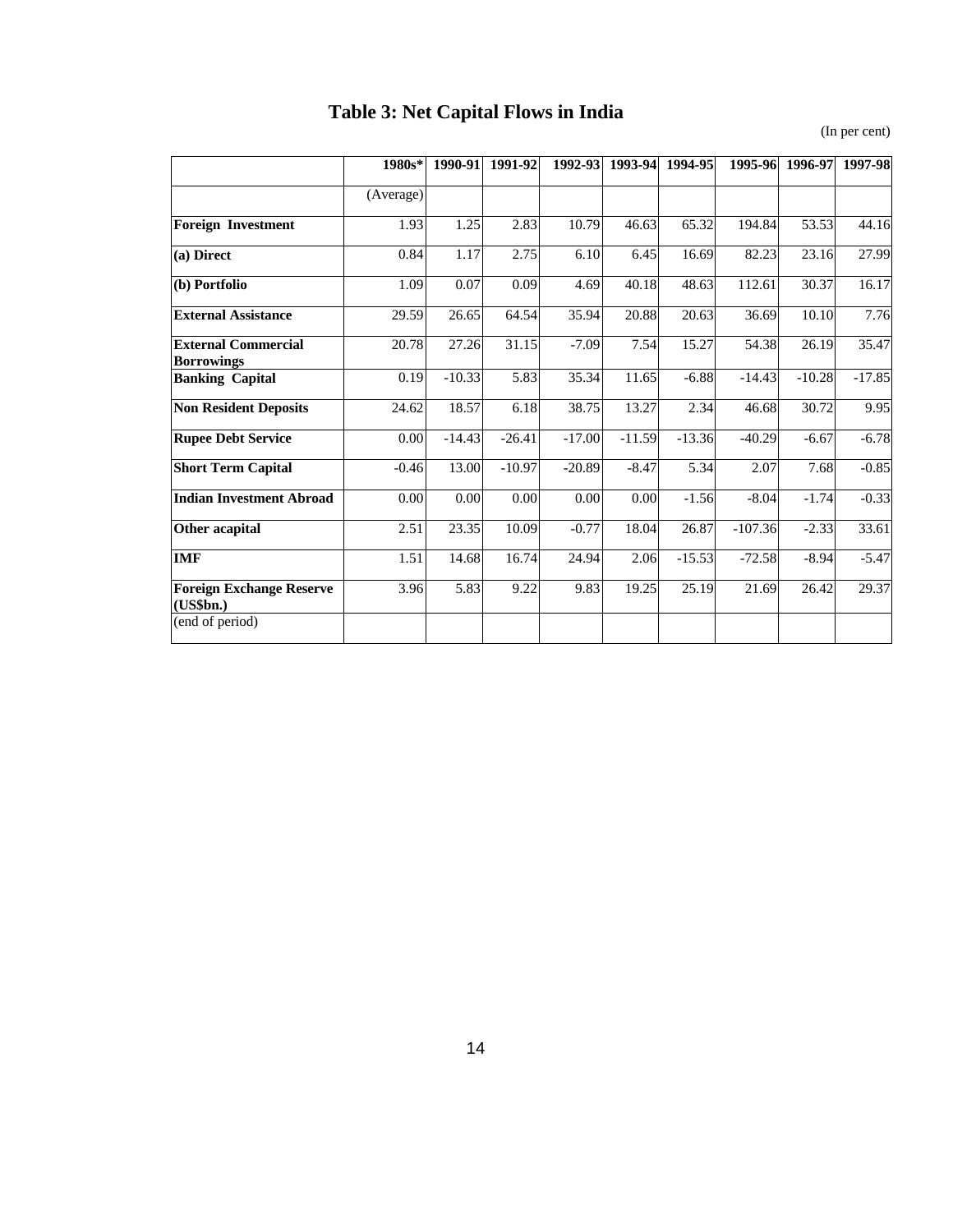# Table 3: Net Capital Flows in India

(In per cent)

| | 1980s* | 1990-91 | 1991-92 | 1992-93 | 1993-94 | 1994-95 | 1995-96 | 1996-97 | 1997-98 |
|---|---|---|---|---|---|---|---|---|---|
| | (Average) | | | | | | | | |
| **Foreign Investment** | 1.93 | 1.25 | 2.83 | 10.79 | 46.63 | 65.32 | 194.84 | 53.53 | 44.16 |
| **(a) Direct** | 0.84 | 1.17 | 2.75 | 6.10 | 6.45 | 16.69 | 82.23 | 23.16 | 27.99 |
| **(b) Portfolio** | 1.09 | 0.07 | 0.09 | 4.69 | 40.18 | 48.63 | 112.61 | 30.37 | 16.17 |
| **External Assistance** | 29.59 | 26.65 | 64.54 | 35.94 | 20.88 | 20.63 | 36.69 | 10.10 | 7.76 |
| **External Commercial Borrowings** | 20.78 | 27.26 | 31.15 | -7.09 | 7.54 | 15.27 | 54.38 | 26.19 | 35.47 |
| **Banking Capital** | 0.19 | -10.33 | 5.83 | 35.34 | 11.65 | -6.88 | -14.43 | -10.28 | -17.85 |
| **Non Resident Deposits** | 24.62 | 18.57 | 6.18 | 38.75 | 13.27 | 2.34 | 46.68 | 30.72 | 9.95 |
| **Rupee Debt Service** | 0.00 | -14.43 | -26.41 | -17.00 | -11.59 | -13.36 | -40.29 | -6.67 | -6.78 |
| **Short Term Capital** | -0.46 | 13.00 | -10.97 | -20.89 | -8.47 | 5.34 | 2.07 | 7.68 | -0.85 |
| **Indian Investment Abroad** | 0.00 | 0.00 | 0.00 | 0.00 | 0.00 | -1.56 | -8.04 | -1.74 | -0.33 |
| **Other acapital** | 2.51 | 23.35 | 10.09 | -0.77 | 18.04 | 26.87 | -107.36 | -2.33 | 33.61 |
| **IMF** | 1.51 | 14.68 | 16.74 | 24.94 | 2.06 | -15.53 | -72.58 | -8.94 | -5.47 |
| **Foreign Exchange Reserve (US$bn.)** | 3.96 | 5.83 | 9.22 | 9.83 | 19.25 | 25.19 | 21.69 | 26.42 | 29.37 |
| (end of period) | | | | | | | | | |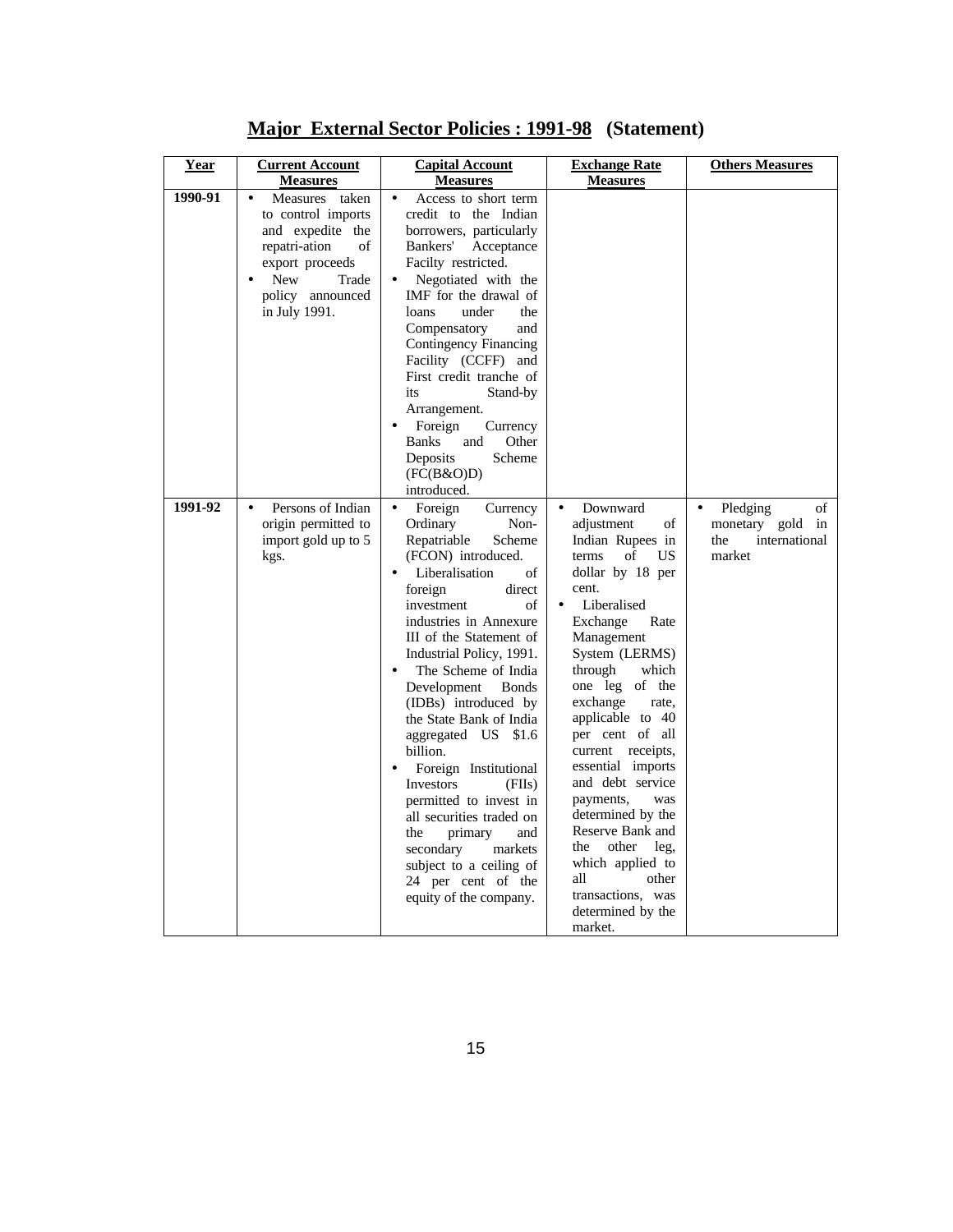## Major External Sector Policies : 1991-98 (Statement)

| Year | Current Account Measures | Capital Account Measures | Exchange Rate Measures | Others Measures |
|---|---|---|---|---|
| 1990-91 | • Measures taken to control imports and expedite the repatri-ation of export proceeds<br>• New Trade policy announced in July 1991. | • Access to short term credit to the Indian borrowers, particularly Bankers' Acceptance Facilty restricted.<br>• Negotiated with the IMF for the drawal of loans under the Compensatory and Contingency Financing Facility (CCFF) and First credit tranche of its Stand-by Arrangement.<br>• Foreign Currency Banks and Other Deposits Scheme (FC(B&O)D) introduced. | | |
| 1991-92 | • Persons of Indian origin permitted to import gold up to 5 kgs. | • Foreign Currency Ordinary Non-Repatriable Scheme (FCON) introduced.<br>• Liberalisation of foreign direct investment of industries in Annexure III of the Statement of Industrial Policy, 1991.<br>• The Scheme of India Development Bonds (IDBs) introduced by the State Bank of India aggregated US $1.6 billion.<br>• Foreign Institutional Investors (FIIs) permitted to invest in all securities traded on the primary and secondary markets subject to a ceiling of 24 per cent of the equity of the company. | • Downward adjustment of Indian Rupees in terms of US dollar by 18 per cent.<br>• Liberalised Exchange Rate Management System (LERMS) through which one leg of the exchange rate, applicable to 40 per cent of all current receipts, essential imports and debt service payments, was determined by the Reserve Bank and the other leg, which applied to all other transactions, was determined by the market. | • Pledging of monetary gold in the international market |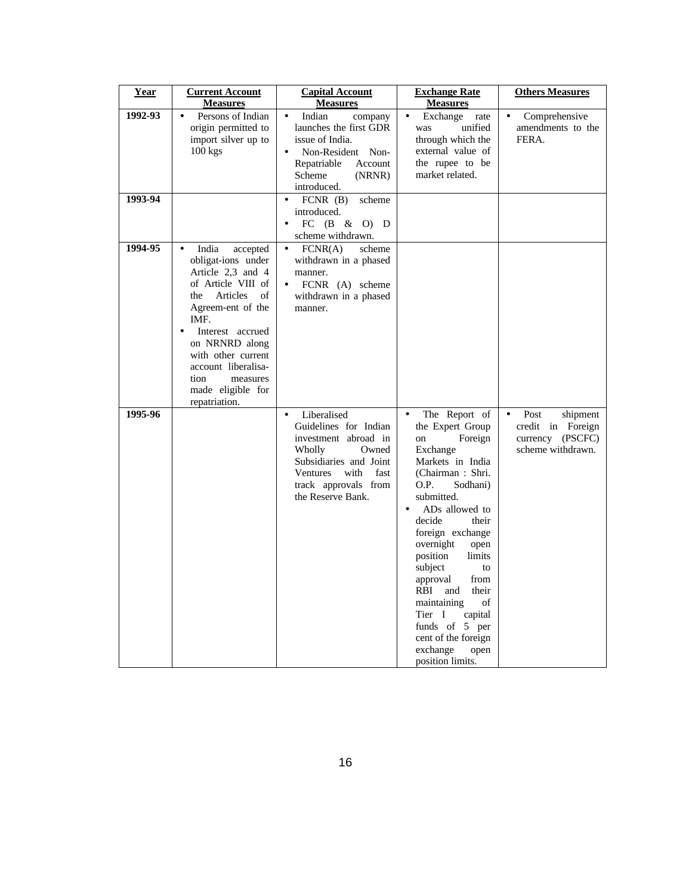| Year | Current Account Measures | Capital Account Measures | Exchange Rate Measures | Others Measures |
|---|---|---|---|---|
| 1992-93 | • Persons of Indian origin permitted to import silver up to 100 kgs | • Indian company launches the first GDR issue of India.<br>• Non-Resident Non-Repatriable Account Scheme (NRNR) introduced. | • Exchange rate was unified through which the external value of the rupee to be market related. | • Comprehensive amendments to the FERA. |
| 1993-94 | | • FCNR (B) scheme introduced.<br>• FC (B & O) D scheme withdrawn. | | |
| 1994-95 | • India accepted obligat-ions under Article 2,3 and 4 of Article VIII of the Articles of Agreem-ent of the IMF.<br>• Interest accrued on NRNRD along with other current account liberalisa-tion measures made eligible for repatriation. | • FCNR(A) scheme withdrawn in a phased manner.<br>• FCNR (A) scheme withdrawn in a phased manner. | | |
| 1995-96 | | • Liberalised Guidelines for Indian investment abroad in Wholly Owned Subsidiaries and Joint Ventures with fast track approvals from the Reserve Bank. | • The Report of the Expert Group on Foreign Exchange Markets in India (Chairman : Shri. O.P. Sodhani) submitted.<br>• ADs allowed to decide their foreign exchange overnight open position limits subject to approval from RBI and their maintaining of Tier I capital funds of 5 per cent of the foreign exchange open position limits. | • Post shipment credit in Foreign currency (PSCFC) scheme withdrawn. |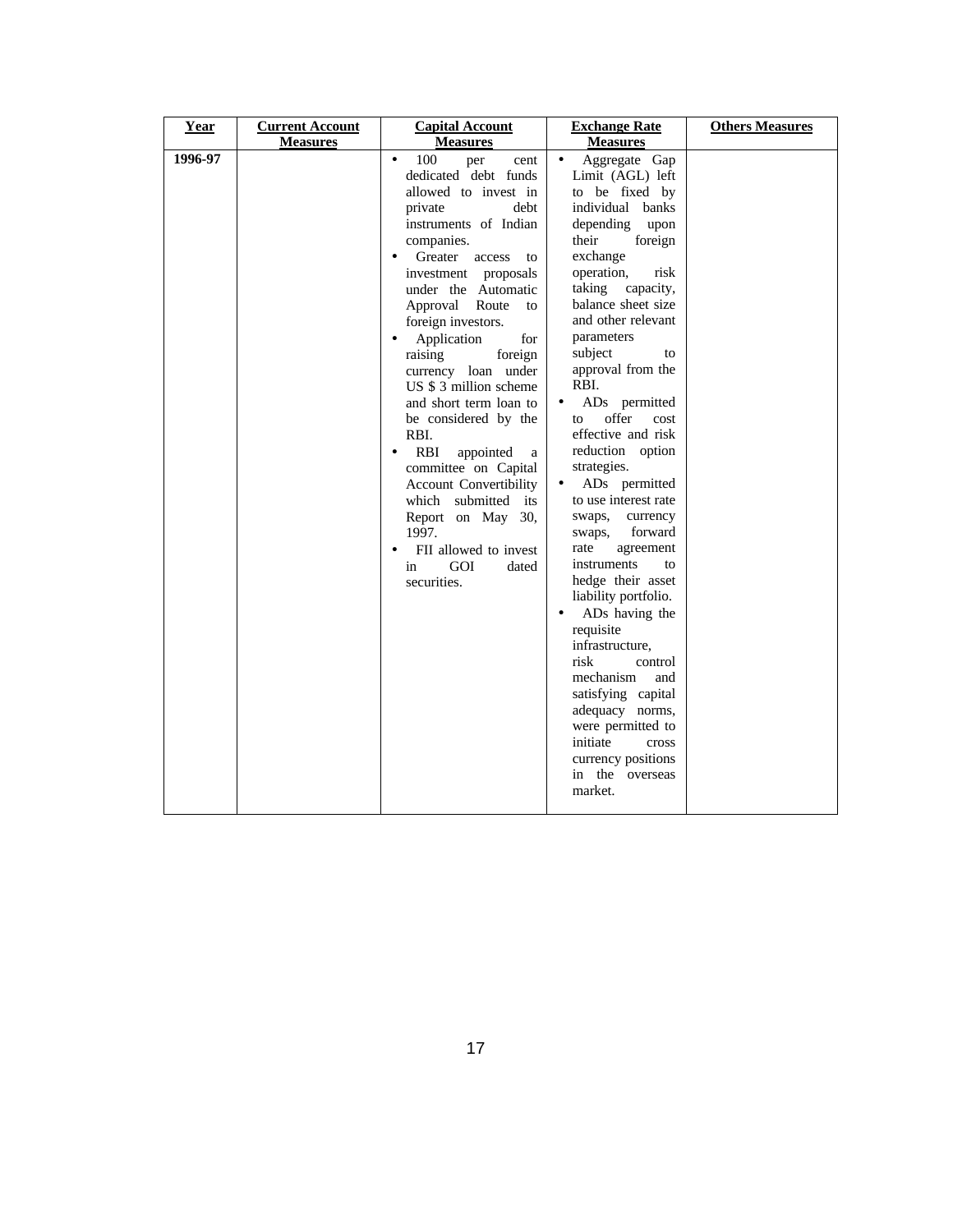| Year | Current Account Measures | Capital Account Measures | Exchange Rate Measures | Others Measures |
|---|---|---|---|---|
| **1996-97** | | • 100 per cent dedicated debt funds allowed to invest in private debt instruments of Indian companies.<br>• Greater access to investment proposals under the Automatic Approval Route to foreign investors.<br>• Application for raising foreign currency loan under US $ 3 million scheme and short term loan to be considered by the RBI.<br>• RBI appointed a committee on Capital Account Convertibility which submitted its Report on May 30, 1997.<br>• FII allowed to invest in GOI dated securities. | • Aggregate Gap Limit (AGL) left to be fixed by individual banks depending upon their foreign exchange operation, risk taking capacity, balance sheet size and other relevant parameters subject to approval from the RBI.<br>• ADs permitted to offer cost effective and risk reduction option strategies.<br>• ADs permitted to use interest rate swaps, currency swaps, forward rate agreement instruments to hedge their asset liability portfolio.<br>• ADs having the requisite infrastructure, risk control mechanism and satisfying capital adequacy norms, were permitted to initiate cross currency positions in the overseas market. | |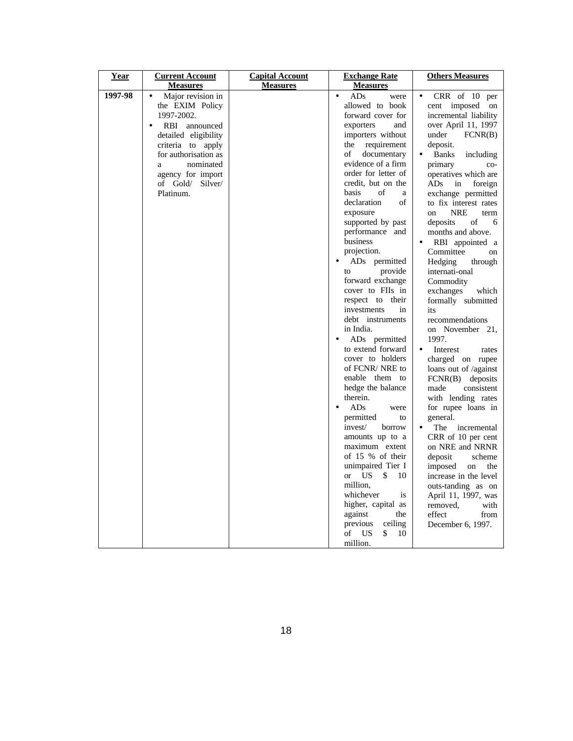| Year | Current Account Measures | Capital Account Measures | Exchange Rate Measures | Others Measures |
|---|---|---|---|---|
| 1997-98 | • Major revision in the EXIM Policy 1997-2002.<br>• RBI announced detailed eligibility criteria to apply for authorisation as a nominated agency for import of Gold/ Silver/ Platinum. | | • ADs were allowed to book forward cover for exporters and importers without the requirement of documentary evidence of a firm order for letter of credit, but on the basis of a declaration of exposure supported by past performance and business projection.<br>• ADs permitted to provide forward exchange cover to FIIs in respect to their investments in debt instruments in India.<br>• ADs permitted to extend forward cover to holders of FCNR/ NRE to enable them to hedge the balance therein.<br>• ADs were permitted to invest/ borrow amounts up to a maximum extent of 15 % of their unimpaired Tier I or US $ 10 million, whichever is higher, capital as against the previous ceiling of US $ 10 million. | • CRR of 10 per cent imposed on incremental liability over April 11, 1997 under FCNR(B) deposit.<br>• Banks including primary co-operatives which are ADs in foreign exchange permitted to fix interest rates on NRE term deposits of 6 months and above.<br>• RBI appointed a Committee on Hedging through internati-onal Commodity exchanges which formally submitted its recommendations on November 21, 1997.<br>• Interest rates charged on rupee loans out of /against FCNR(B) deposits made consistent with lending rates for rupee loans in general.<br>• The incremental CRR of 10 per cent on NRE and NRNR deposit scheme imposed on the increase in the level outs-tanding as on April 11, 1997, was removed, with effect from December 6, 1997. |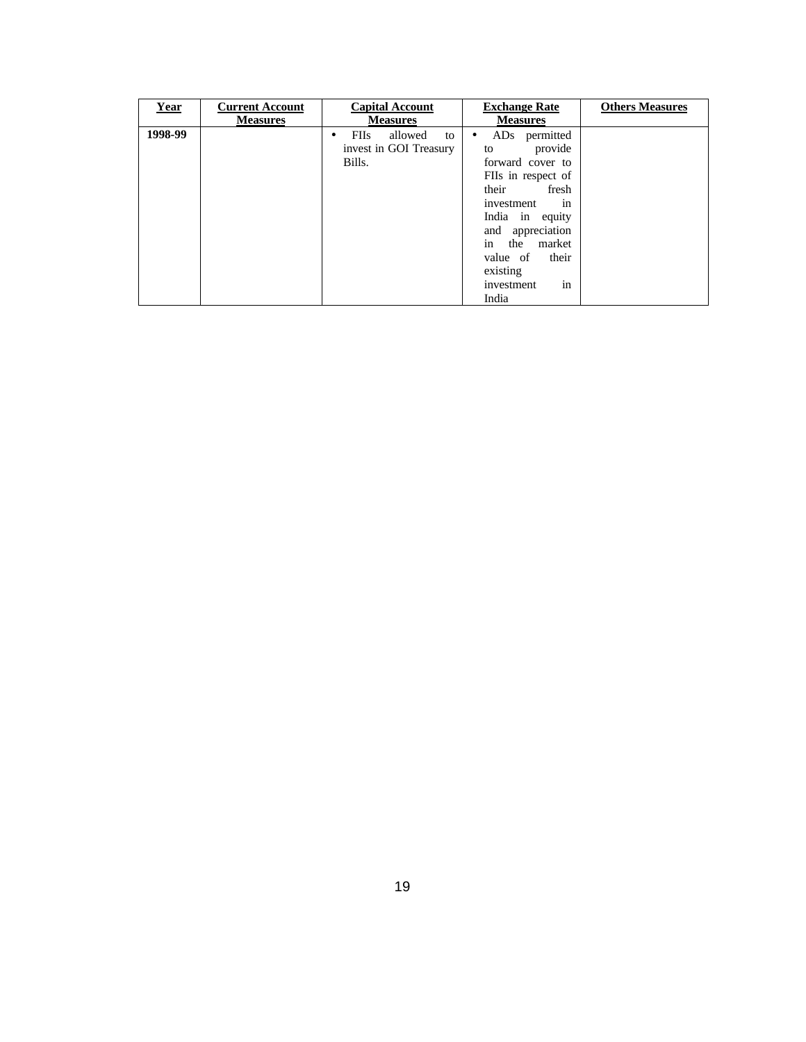| Year | Current Account Measures | Capital Account Measures | Exchange Rate Measures | Others Measures |
|---|---|---|---|---|
| **1998-99** | | • FIIs allowed to invest in GOI Treasury Bills. | • ADs permitted to provide forward cover to FIIs in respect of their fresh investment in India in equity and appreciation in the market value of their existing investment in India | |